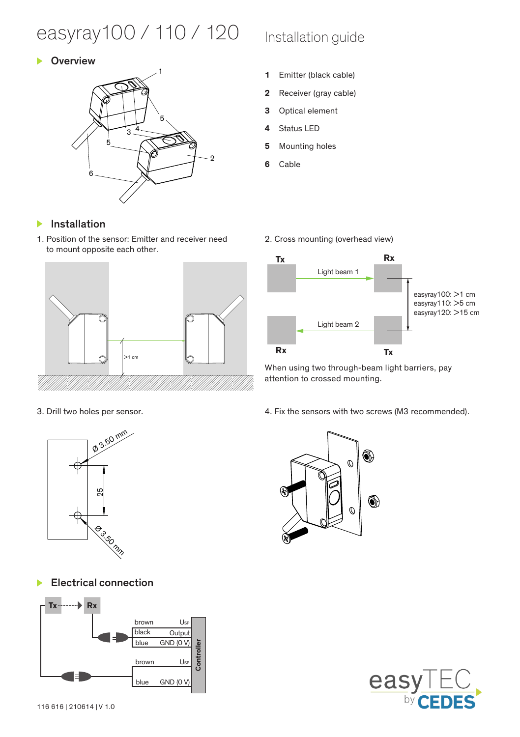# easyray100 / 110 / 120

Installation guide

## Overview

1
5
3
4
5
2
6

1 Emitter (black cable)

2 Receiver (gray cable)

3 Optical element

4 Status LED

5 Mounting holes

6 Cable

## Installation

1. Position of the sensor: Emitter and receiver need to mount opposite each other.

>1 cm

2. Cross mounting (overhead view)

Tx
Rx
Light beam 1
easyray100: >1 cm
easyray110: >5 cm
easyray120: >15 cm
Light beam 2
Rx
Tx

When using two through-beam light barriers, pay attention to crossed mounting.

3. Drill two holes per sensor.

Ø 3.50 mm
25
Ø 3.50 mm

4. Fix the sensors with two screws (M3 recommended).

## Electrical connection

Tx
Rx
brown $U_{SP}$
black Output
blue GND (0 V)
brown $U_{SP}$
blue GND (0 V)
Controller

116 616 | 210614 | V 1.0

easyTEC by CEDES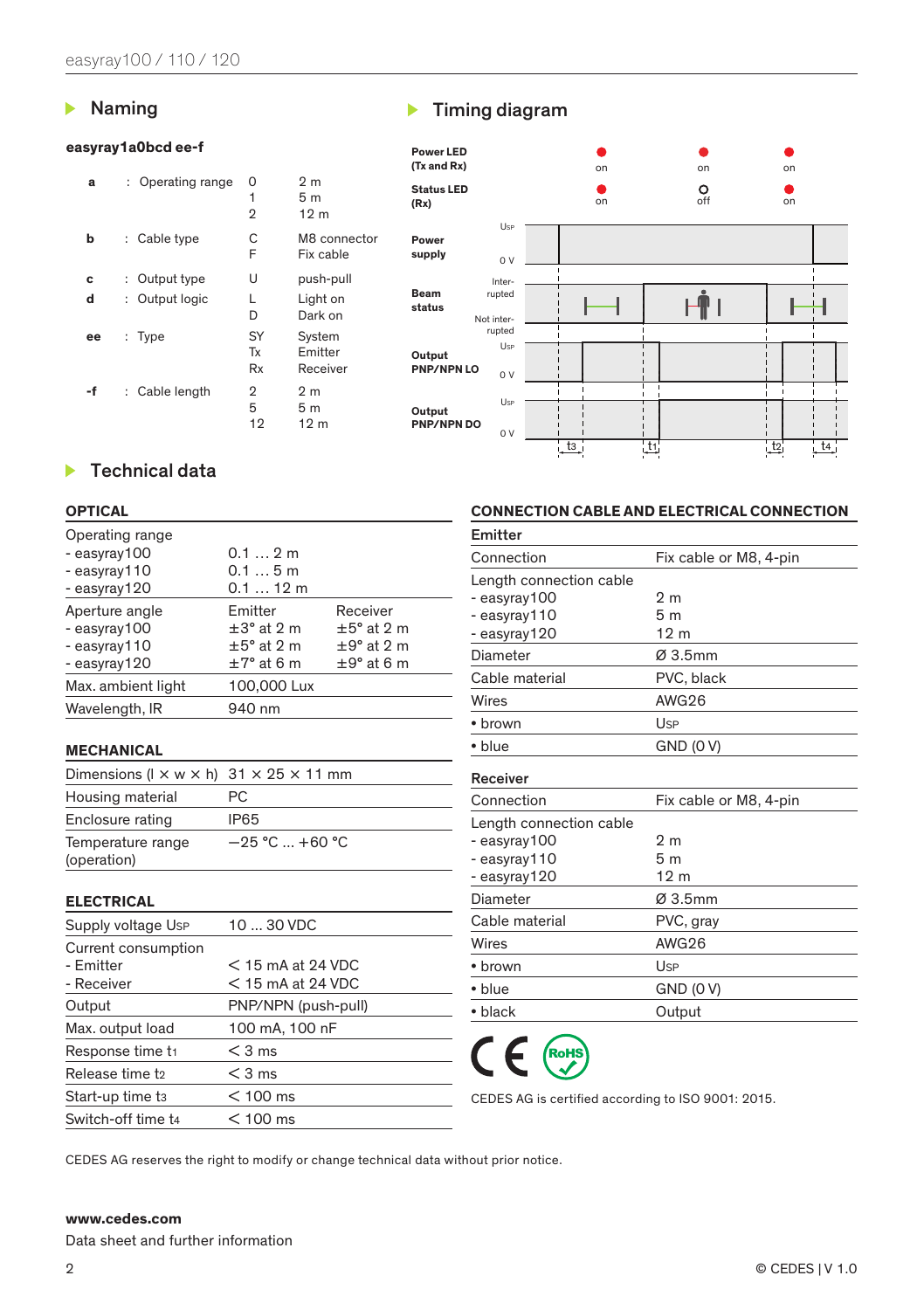## Naming

**easyray1a0bcd ee-f**

| | | | |
|---|---|---|---|
| **a** | : Operating range | 0<br>1<br>2 | 2 m<br>5 m<br>12 m |
| **b** | : Cable type | C<br>F | M8 connector<br>Fix cable |
| **c** | : Output type | U | push-pull |
| **d** | : Output logic | L<br>D | Light on<br>Dark on |
| **ee** | : Type | SY<br>Tx<br>Rx | System<br>Emitter<br>Receiver |
| **-f** | : Cable length | 2<br>5<br>12 | 2 m<br>5 m<br>12 m |

## Timing diagram

Power LED (Tx and Rx): on, on, on

Status LED (Rx): on, off, on

Power supply: USP, 0 V

Beam status: Interrupted, Not interrupted

Output PNP/NPN LO: USP, 0 V

Output PNP/NPN DO: USP, 0 V

t3, t1, t2, t4

## Technical data

### OPTICAL

| | | |
|---|---|---|
| Operating range<br>- easyray100<br>- easyray110<br>- easyray120 | <br>0.1 … 2 m<br>0.1 … 5 m<br>0.1 … 12 m | |
| Aperture angle<br>- easyray100<br>- easyray110<br>- easyray120 | Emitter<br>±3° at 2 m<br>±5° at 2 m<br>±7° at 6 m | Receiver<br>±5° at 2 m<br>±9° at 2 m<br>±9° at 6 m |
| Max. ambient light | 100,000 Lux | |
| Wavelength, IR | 940 nm | |

### MECHANICAL

| | |
|---|---|
| Dimensions (l × w × h) | 31 × 25 × 11 mm |
| Housing material | PC |
| Enclosure rating | IP65 |
| Temperature range (operation) | −25 °C ... +60 °C |

### ELECTRICAL

| | |
|---|---|
| Supply voltage $U_{SP}$ | 10 ... 30 VDC |
| Current consumption<br>- Emitter<br>- Receiver | <br>< 15 mA at 24 VDC<br>< 15 mA at 24 VDC |
| Output | PNP/NPN (push-pull) |
| Max. output load | 100 mA, 100 nF |
| Response time $t_1$ | < 3 ms |
| Release time $t_2$ | < 3 ms |
| Start-up time $t_3$ | < 100 ms |
| Switch-off time $t_4$ | < 100 ms |

### CONNECTION CABLE AND ELECTRICAL CONNECTION

**Emitter**

| | |
|---|---|
| Connection | Fix cable or M8, 4-pin |
| Length connection cable<br>- easyray100<br>- easyray110<br>- easyray120 | <br>2 m<br>5 m<br>12 m |
| Diameter | Ø 3.5mm |
| Cable material | PVC, black |
| Wires | AWG26 |
| • brown | $U_{SP}$ |
| • blue | GND (0 V) |

**Receiver**

| | |
|---|---|
| Connection | Fix cable or M8, 4-pin |
| Length connection cable<br>- easyray100<br>- easyray110<br>- easyray120 | <br>2 m<br>5 m<br>12 m |
| Diameter | Ø 3.5mm |
| Cable material | PVC, gray |
| Wires | AWG26 |
| • brown | $U_{SP}$ |
| • blue | GND (0 V) |
| • black | Output |

CE RoHS

CEDES AG is certified according to ISO 9001: 2015.

CEDES AG reserves the right to modify or change technical data without prior notice.

**www.cedes.com**
Data sheet and further information

© CEDES | V 1.0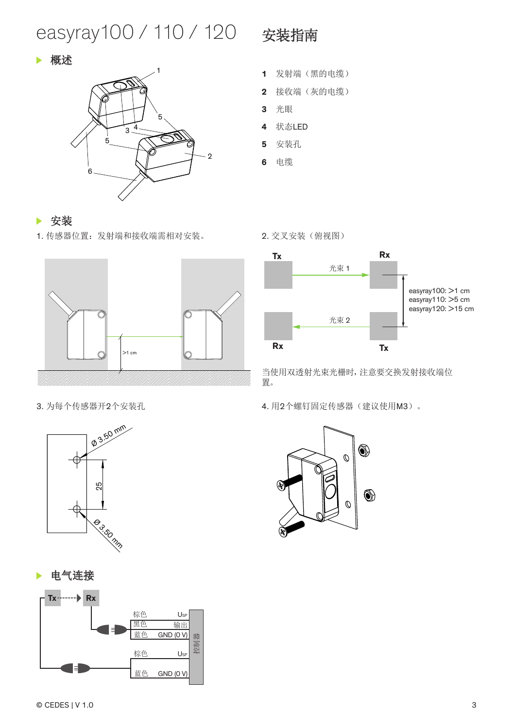# easyray100 / 110 / 120 安装指南

## 概述

1
5
3
4
5
2
6

**1** 发射端（黑的电缆）

**2** 接收端（灰的电缆）

**3** 光眼

**4** 状态LED

**5** 安装孔

**6** 电缆

## 安装

1. 传感器位置：发射端和接收端需相对安装。

>1 cm

2. 交叉安装（俯视图）

Tx
Rx
光束 1
光束 2
Rx
Tx
easyray100: >1 cm
easyray110: >5 cm
easyray120: >15 cm

当使用双透射光束光栅时，注意要交换发射接收端位置。

3. 为每个传感器开2个安装孔

Ø 3.50 mm
25
Ø 3.50 mm

4. 用2个螺钉固定传感器（建议使用M3）。

## 电气连接

Tx
Rx
棕色 $U_{SP}$
黑色 输出
蓝色 GND (0 V)
棕色 $U_{SP}$
蓝色 GND (0 V)
控制器

© CEDES | V 1.0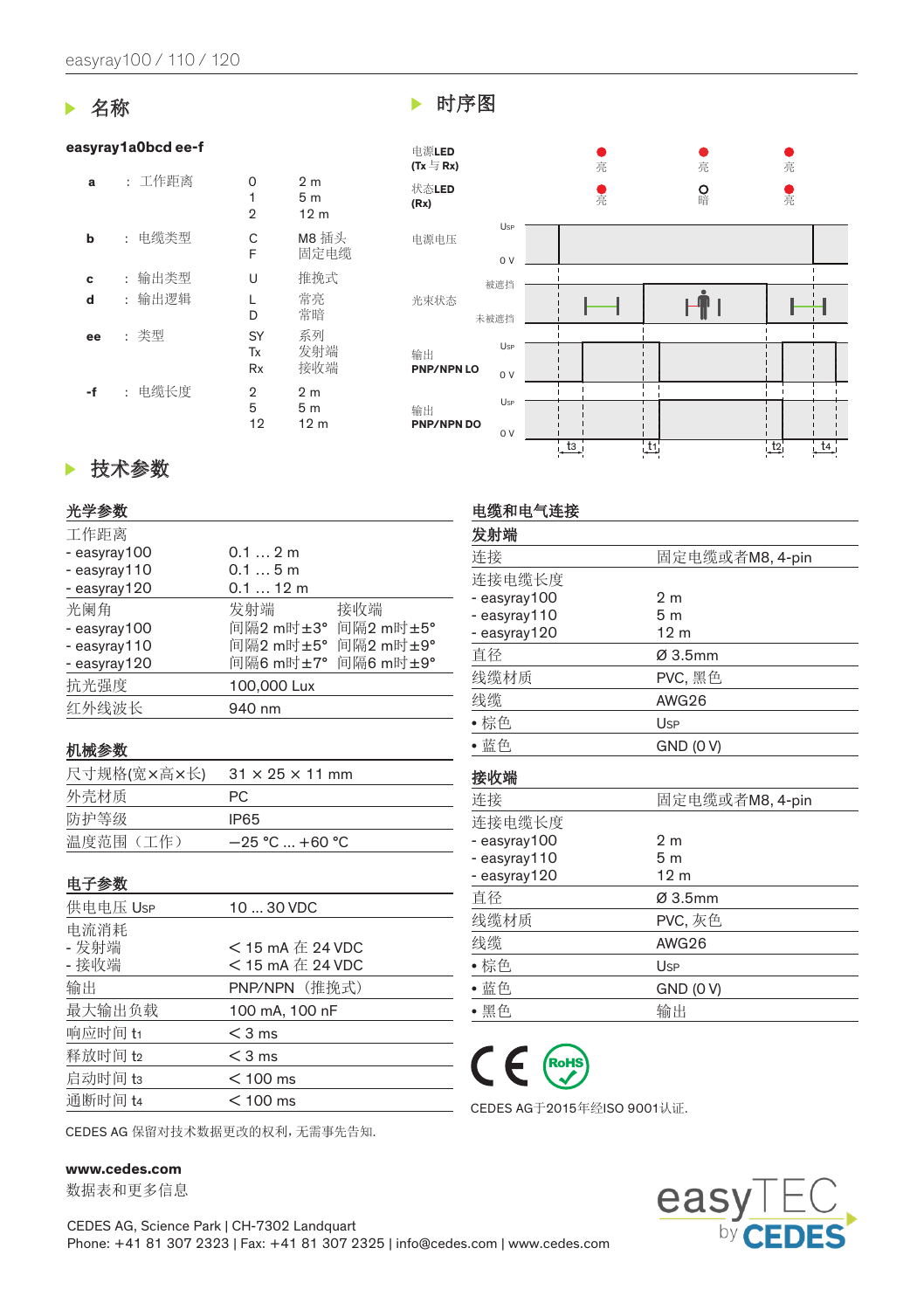## 名称

**easyray1a0bcd ee-f**

| | | | | |
|---|---|---|---|---|
| **a** | : | 工作距离 | 0<br>1<br>2 | 2 m<br>5 m<br>12 m |
| **b** | : | 电缆类型 | C<br>F | M8 插头<br>固定电缆 |
| **c** | : | 输出类型 | U | 推挽式 |
| **d** | : | 输出逻辑 | L<br>D | 常亮<br>常暗 |
| **ee** | : | 类型 | SY<br>Tx<br>Rx | 系列<br>发射端<br>接收端 |
| **-f** | : | 电缆长度 | 2<br>5<br>12 | 2 m<br>5 m<br>12 m |

## 时序图

电源LED (Tx 与 Rx)
亮 亮 亮

状态LED (Rx)
亮 暗 亮

电源电压
USP
0 V

光束状态
被遮挡
未被遮挡

输出 PNP/NPN LO
USP
0 V

输出 PNP/NPN DO
USP
0 V

t3 t1 t2 t4

## 技术参数

### 光学参数

| | | |
|---|---|---|
| 工作距离 | | |
| - easyray100 | 0.1 … 2 m | |
| - easyray110 | 0.1 … 5 m | |
| - easyray120 | 0.1 … 12 m | |
| 光阑角 | 发射端 | 接收端 |
| - easyray100 | 间隔2 m时±3° | 间隔2 m时±5° |
| - easyray110 | 间隔2 m时±5° | 间隔2 m时±9° |
| - easyray120 | 间隔6 m时±7° | 间隔6 m时±9° |
| 抗光强度 | 100,000 Lux | |
| 红外线波长 | 940 nm | |

### 机械参数

| | |
|---|---|
| 尺寸规格(宽×高×长) | 31 × 25 × 11 mm |
| 外壳材质 | PC |
| 防护等级 | IP65 |
| 温度范围（工作） | −25 °C ... +60 °C |

### 电子参数

| | |
|---|---|
| 供电电压 USP | 10 ... 30 VDC |
| 电流消耗 | |
| - 发射端 | < 15 mA 在 24 VDC |
| - 接收端 | < 15 mA 在 24 VDC |
| 输出 | PNP/NPN（推挽式） |
| 最大输出负载 | 100 mA, 100 nF |
| 响应时间 $t_1$ | < 3 ms |
| 释放时间 $t_2$ | < 3 ms |
| 启动时间 $t_3$ | < 100 ms |
| 通断时间 $t_4$ | < 100 ms |

CEDES AG 保留对技术数据更改的权利，无需事先告知.

### 电缆和电气连接

**发射端**

| | |
|---|---|
| 连接 | 固定电缆或者M8, 4-pin |
| 连接电缆长度 | |
| - easyray100 | 2 m |
| - easyray110 | 5 m |
| - easyray120 | 12 m |
| 直径 | Ø 3.5mm |
| 线缆材质 | PVC, 黑色 |
| 线缆 | AWG26 |
| • 棕色 | USP |
| • 蓝色 | GND (0 V) |

**接收端**

| | |
|---|---|
| 连接 | 固定电缆或者M8, 4-pin |
| 连接电缆长度 | |
| - easyray100 | 2 m |
| - easyray110 | 5 m |
| - easyray120 | 12 m |
| 直径 | Ø 3.5mm |
| 线缆材质 | PVC, 灰色 |
| 线缆 | AWG26 |
| • 棕色 | USP |
| • 蓝色 | GND (0 V) |
| • 黑色 | 输出 |

CE RoHS

CEDES AG于2015年经ISO 9001认证.

**www.cedes.com**
数据表和更多信息

CEDES AG, Science Park | CH-7302 Landquart
Phone: +41 81 307 2323 | Fax: +41 81 307 2325 | info@cedes.com | www.cedes.com

easyTEC by CEDES